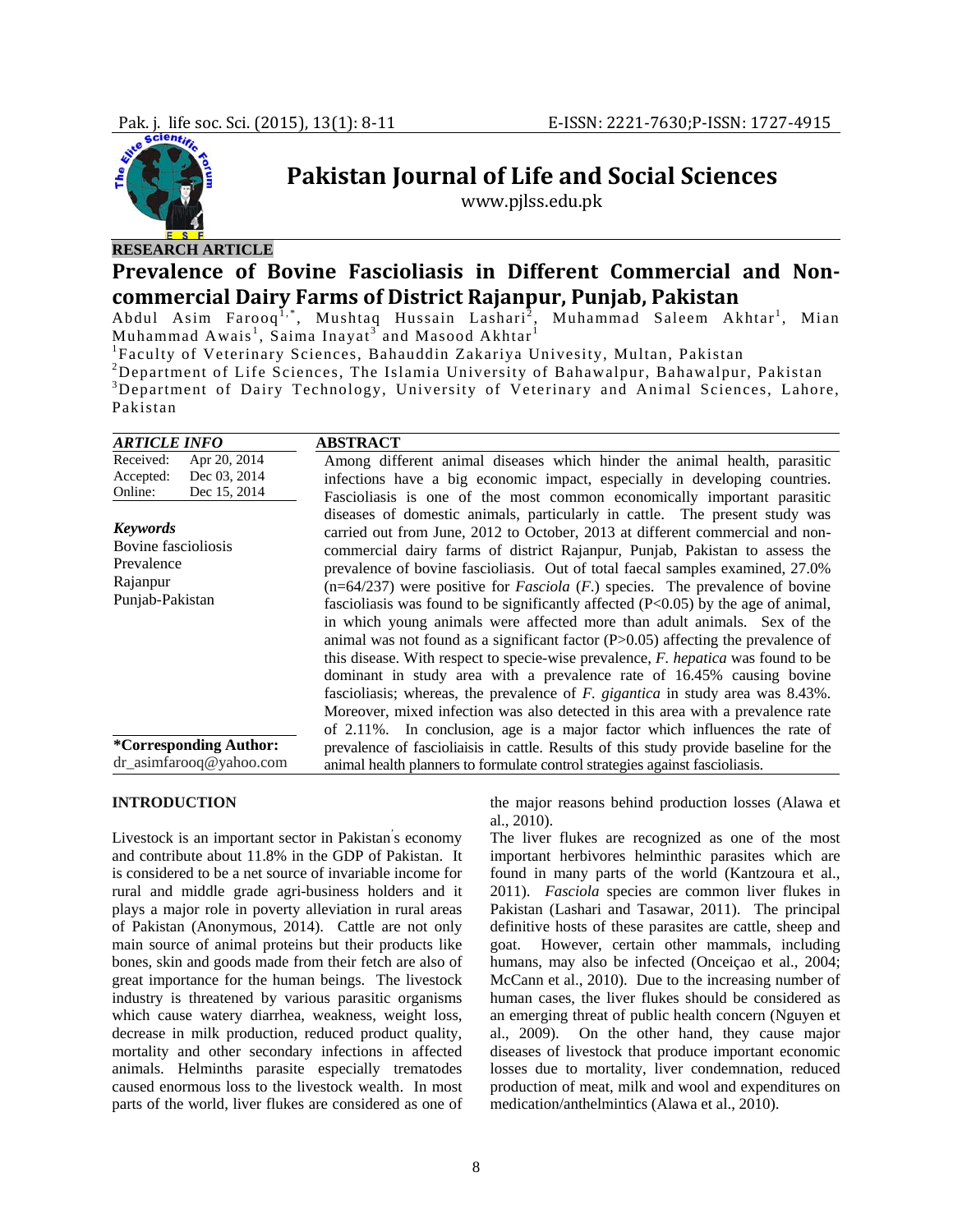RESEARCH ARTICLE

# Prevalence of Bovine Fascioliasis in Different Commercial and Non-commercial Dairy Farms of District Rajanpur, Punjab, Pakistan

Abdul Asim Farooq[1,*], Mushtaq Hussain Lashari[2], Muhammad Saleem Akhtar[1], Mian Muhammad Awais[1], Saima Inayat[3] and Masood Akhtar[1]

[1]Faculty of Veterinary Sciences, Bahauddin Zakariya Univesity, Multan, Pakistan

[2]Department of Life Sciences, The Islamia University of Bahawalpur, Bahawalpur, Pakistan

[3]Department of Dairy Technology, University of Veterinary and Animal Sciences, Lahore, Pakistan

| *ARTICLE INFO* | |
|---|---|
| Received: | Apr 20, 2014 |
| Accepted: | Dec 03, 2014 |
| Online: | Dec 15, 2014 |

***Keywords***

Bovine fascioliosis
Prevalence
Rajanpur
Punjab-Pakistan

**\*Corresponding Author:**
dr_asimfarooq@yahoo.com

## ABSTRACT

Among different animal diseases which hinder the animal health, parasitic infections have a big economic impact, especially in developing countries. Fascioliasis is one of the most common economically important parasitic diseases of domestic animals, particularly in cattle. The present study was carried out from June, 2012 to October, 2013 at different commercial and non-commercial dairy farms of district Rajanpur, Punjab, Pakistan to assess the prevalence of bovine fascioliasis. Out of total faecal samples examined, 27.0% (n=64/237) were positive for *Fasciola* (*F.*) species. The prevalence of bovine fascioliasis was found to be significantly affected ($P<0.05$) by the age of animal, in which young animals were affected more than adult animals. Sex of the animal was not found as a significant factor ($P>0.05$) affecting the prevalence of this disease. With respect to specie-wise prevalence, *F. hepatica* was found to be dominant in study area with a prevalence rate of 16.45% causing bovine fascioliasis; whereas, the prevalence of *F. gigantica* in study area was 8.43%. Moreover, mixed infection was also detected in this area with a prevalence rate of 2.11%. In conclusion, age is a major factor which influences the rate of prevalence of fascioliaisis in cattle. Results of this study provide baseline for the animal health planners to formulate control strategies against fascioliasis.

## INTRODUCTION

Livestock is an important sector in Pakistan's economy and contribute about 11.8% in the GDP of Pakistan. It is considered to be a net source of invariable income for rural and middle grade agri-business holders and it plays a major role in poverty alleviation in rural areas of Pakistan (Anonymous, 2014). Cattle are not only main source of animal proteins but their products like bones, skin and goods made from their fetch are also of great importance for the human beings. The livestock industry is threatened by various parasitic organisms which cause watery diarrhea, weakness, weight loss, decrease in milk production, reduced product quality, mortality and other secondary infections in affected animals. Helminths parasite especially trematodes caused enormous loss to the livestock wealth. In most parts of the world, liver flukes are considered as one of the major reasons behind production losses (Alawa et al., 2010).

The liver flukes are recognized as one of the most important herbivores helminthic parasites which are found in many parts of the world (Kantzoura et al., 2011). *Fasciola* species are common liver flukes in Pakistan (Lashari and Tasawar, 2011). The principal definitive hosts of these parasites are cattle, sheep and goat. However, certain other mammals, including humans, may also be infected (Onceiçao et al., 2004; McCann et al., 2010). Due to the increasing number of human cases, the liver flukes should be considered as an emerging threat of public health concern (Nguyen et al., 2009). On the other hand, they cause major diseases of livestock that produce important economic losses due to mortality, liver condemnation, reduced production of meat, milk and wool and expenditures on medication/anthelmintics (Alawa et al., 2010).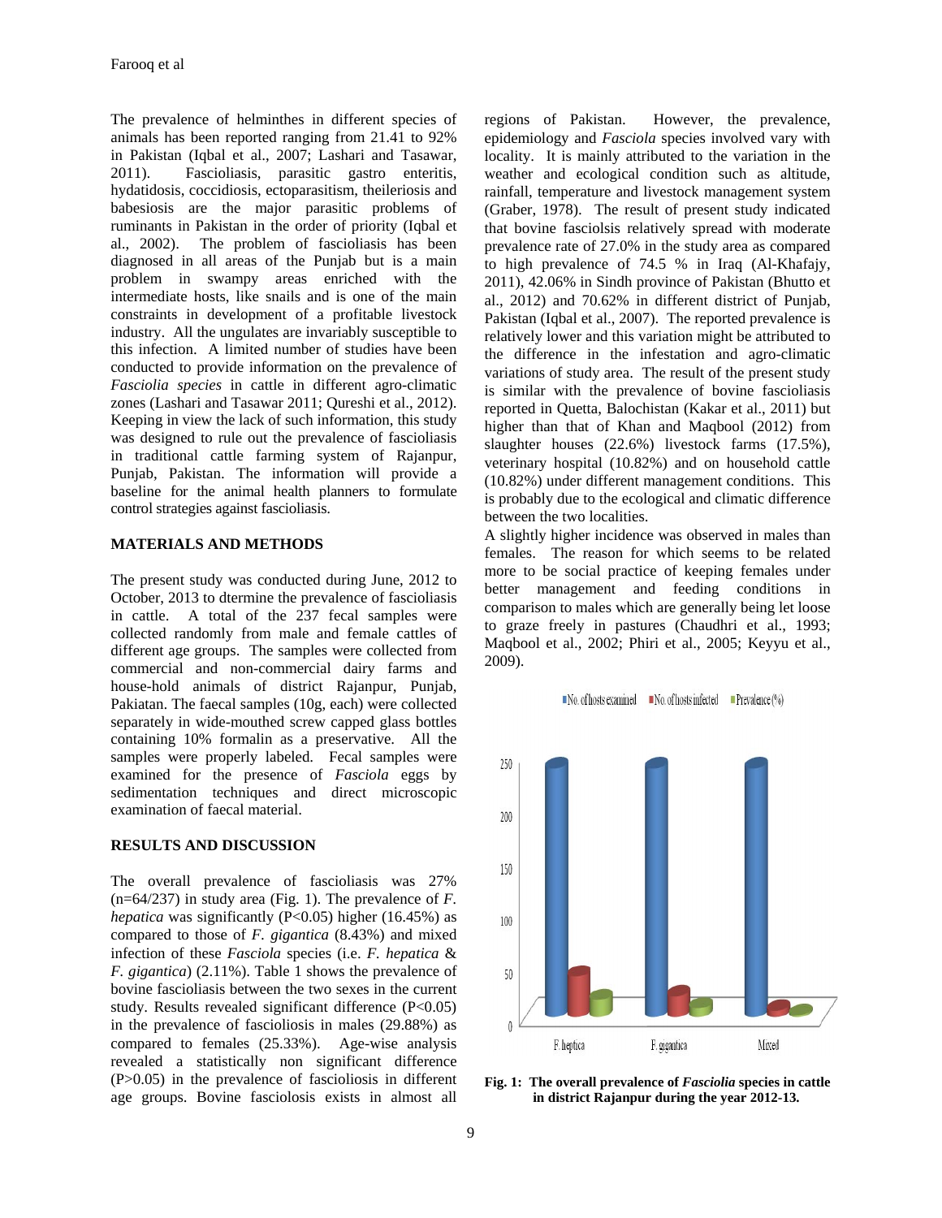The prevalence of helminthes in different species of animals has been reported ranging from 21.41 to 92% in Pakistan (Iqbal et al., 2007; Lashari and Tasawar, 2011). Fascioliasis, parasitic gastro enteritis, hydatidosis, coccidiosis, ectoparasitism, theileriosis and babesiosis are the major parasitic problems of ruminants in Pakistan in the order of priority (Iqbal et al., 2002). The problem of fascioliasis has been diagnosed in all areas of the Punjab but is a main problem in swampy areas enriched with the intermediate hosts, like snails and is one of the main constraints in development of a profitable livestock industry. All the ungulates are invariably susceptible to this infection. A limited number of studies have been conducted to provide information on the prevalence of *Fasciolia species* in cattle in different agro-climatic zones (Lashari and Tasawar 2011; Qureshi et al., 2012). Keeping in view the lack of such information, this study was designed to rule out the prevalence of fascioliasis in traditional cattle farming system of Rajanpur, Punjab, Pakistan. The information will provide a baseline for the animal health planners to formulate control strategies against fascioliasis.

## MATERIALS AND METHODS

The present study was conducted during June, 2012 to October, 2013 to dtermine the prevalence of fascioliasis in cattle. A total of the 237 fecal samples were collected randomly from male and female cattles of different age groups. The samples were collected from commercial and non-commercial dairy farms and house-hold animals of district Rajanpur, Punjab, Pakiatan. The faecal samples (10g, each) were collected separately in wide-mouthed screw capped glass bottles containing 10% formalin as a preservative. All the samples were properly labeled. Fecal samples were examined for the presence of *Fasciola* eggs by sedimentation techniques and direct microscopic examination of faecal material.

## RESULTS AND DISCUSSION

The overall prevalence of fascioliasis was 27% (n=64/237) in study area (Fig. 1). The prevalence of *F. hepatica* was significantly ($P<0.05$) higher (16.45%) as compared to those of *F. gigantica* (8.43%) and mixed infection of these *Fasciola* species (i.e. *F. hepatica* & *F. gigantica*) (2.11%). Table 1 shows the prevalence of bovine fascioliasis between the two sexes in the current study. Results revealed significant difference ($P<0.05$) in the prevalence of fascioliosis in males (29.88%) as compared to females (25.33%). Age-wise analysis revealed a statistically non significant difference ($P>0.05$) in the prevalence of fascioliosis in different age groups. Bovine fasciolosis exists in almost all regions of Pakistan. However, the prevalence, epidemiology and *Fasciola* species involved vary with locality. It is mainly attributed to the variation in the weather and ecological condition such as altitude, rainfall, temperature and livestock management system (Graber, 1978). The result of present study indicated that bovine fasciolsis relatively spread with moderate prevalence rate of 27.0% in the study area as compared to high prevalence of 74.5 % in Iraq (Al-Khafajy, 2011), 42.06% in Sindh province of Pakistan (Bhutto et al., 2012) and 70.62% in different district of Punjab, Pakistan (Iqbal et al., 2007). The reported prevalence is relatively lower and this variation might be attributed to the difference in the infestation and agro-climatic variations of study area. The result of the present study is similar with the prevalence of bovine fascioliasis reported in Quetta, Balochistan (Kakar et al., 2011) but higher than that of Khan and Maqbool (2012) from slaughter houses (22.6%) livestock farms (17.5%), veterinary hospital (10.82%) and on household cattle (10.82%) under different management conditions. This is probably due to the ecological and climatic difference between the two localities.

A slightly higher incidence was observed in males than females. The reason for which seems to be related more to be social practice of keeping females under better management and feeding conditions in comparison to males which are generally being let loose to graze freely in pastures (Chaudhri et al., 1993; Maqbool et al., 2002; Phiri et al., 2005; Keyyu et al., 2009).

**Fig. 1: The overall prevalence of *Fasciolia* species in cattle in district Rajanpur during the year 2012-13.**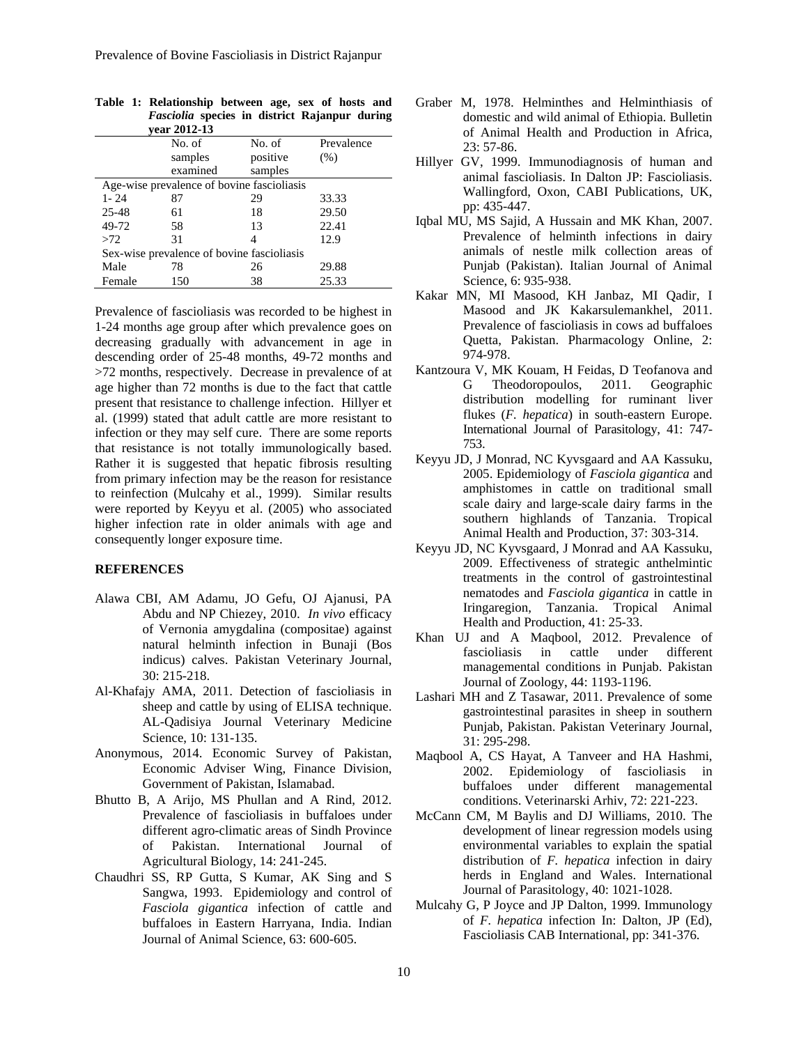**Table 1: Relationship between age, sex of hosts and *Fasciolia* species in district Rajanpur during year 2012-13**

| | No. of samples examined | No. of positive samples | Prevalence (%) |
|---|---|---|---|
| Age-wise prevalence of bovine fascioliasis | | | |
| 1- 24 | 87 | 29 | 33.33 |
| 25-48 | 61 | 18 | 29.50 |
| 49-72 | 58 | 13 | 22.41 |
| >72 | 31 | 4 | 12.9 |
| Sex-wise prevalence of bovine fascioliasis | | | |
| Male | 78 | 26 | 29.88 |
| Female | 150 | 38 | 25.33 |

Prevalence of fascioliasis was recorded to be highest in 1-24 months age group after which prevalence goes on decreasing gradually with advancement in age in descending order of 25-48 months, 49-72 months and >72 months, respectively. Decrease in prevalence of at age higher than 72 months is due to the fact that cattle present that resistance to challenge infection. Hillyer et al. (1999) stated that adult cattle are more resistant to infection or they may self cure. There are some reports that resistance is not totally immunologically based. Rather it is suggested that hepatic fibrosis resulting from primary infection may be the reason for resistance to reinfection (Mulcahy et al., 1999). Similar results were reported by Keyyu et al. (2005) who associated higher infection rate in older animals with age and consequently longer exposure time.

## REFERENCES

Alawa CBI, AM Adamu, JO Gefu, OJ Ajanusi, PA Abdu and NP Chiezey, 2010. *In vivo* efficacy of Vernonia amygdalina (compositae) against natural helminth infection in Bunaji (Bos indicus) calves. Pakistan Veterinary Journal, 30: 215-218.

Al-Khafajy AMA, 2011. Detection of fascioliasis in sheep and cattle by using of ELISA technique. AL-Qadisiya Journal Veterinary Medicine Science, 10: 131-135.

Anonymous, 2014. Economic Survey of Pakistan, Economic Adviser Wing, Finance Division, Government of Pakistan, Islamabad.

Bhutto B, A Arijo, MS Phullan and A Rind, 2012. Prevalence of fascioliasis in buffaloes under different agro-climatic areas of Sindh Province of Pakistan. International Journal of Agricultural Biology, 14: 241-245.

Chaudhri SS, RP Gutta, S Kumar, AK Sing and S Sangwa, 1993. Epidemiology and control of *Fasciola gigantica* infection of cattle and buffaloes in Eastern Harryana, India. Indian Journal of Animal Science, 63: 600-605.

Graber M, 1978. Helminthes and Helminthiasis of domestic and wild animal of Ethiopia. Bulletin of Animal Health and Production in Africa, 23: 57-86.

Hillyer GV, 1999. Immunodiagnosis of human and animal fascioliasis. In Dalton JP: Fascioliasis. Wallingford, Oxon, CABI Publications, UK, pp: 435-447.

Iqbal MU, MS Sajid, A Hussain and MK Khan, 2007. Prevalence of helminth infections in dairy animals of nestle milk collection areas of Punjab (Pakistan). Italian Journal of Animal Science, 6: 935-938.

Kakar MN, MI Masood, KH Janbaz, MI Qadir, I Masood and JK Kakarsulemankhel, 2011. Prevalence of fascioliasis in cows ad buffaloes Quetta, Pakistan. Pharmacology Online, 2: 974-978.

Kantzoura V, MK Kouam, H Feidas, D Teofanova and G Theodoropoulos, 2011. Geographic distribution modelling for ruminant liver flukes (*F. hepatica*) in south-eastern Europe. International Journal of Parasitology, 41: 747-753.

Keyyu JD, J Monrad, NC Kyvsgaard and AA Kassuku, 2005. Epidemiology of *Fasciola gigantica* and amphistomes in cattle on traditional small scale dairy and large-scale dairy farms in the southern highlands of Tanzania. Tropical Animal Health and Production, 37: 303-314.

Keyyu JD, NC Kyvsgaard, J Monrad and AA Kassuku, 2009. Effectiveness of strategic anthelmintic treatments in the control of gastrointestinal nematodes and *Fasciola gigantica* in cattle in Iringaregion, Tanzania. Tropical Animal Health and Production, 41: 25-33.

Khan UJ and A Maqbool, 2012. Prevalence of fascioliasis in cattle under different managemental conditions in Punjab. Pakistan Journal of Zoology, 44: 1193-1196.

Lashari MH and Z Tasawar, 2011. Prevalence of some gastrointestinal parasites in sheep in southern Punjab, Pakistan. Pakistan Veterinary Journal, 31: 295-298.

Maqbool A, CS Hayat, A Tanveer and HA Hashmi, 2002. Epidemiology of fascioliasis in buffaloes under different managemental conditions. Veterinarski Arhiv, 72: 221-223.

McCann CM, M Baylis and DJ Williams, 2010. The development of linear regression models using environmental variables to explain the spatial distribution of *F. hepatica* infection in dairy herds in England and Wales. International Journal of Parasitology, 40: 1021-1028.

Mulcahy G, P Joyce and JP Dalton, 1999. Immunology of *F. hepatica* infection In: Dalton, JP (Ed), Fascioliasis CAB International, pp: 341-376.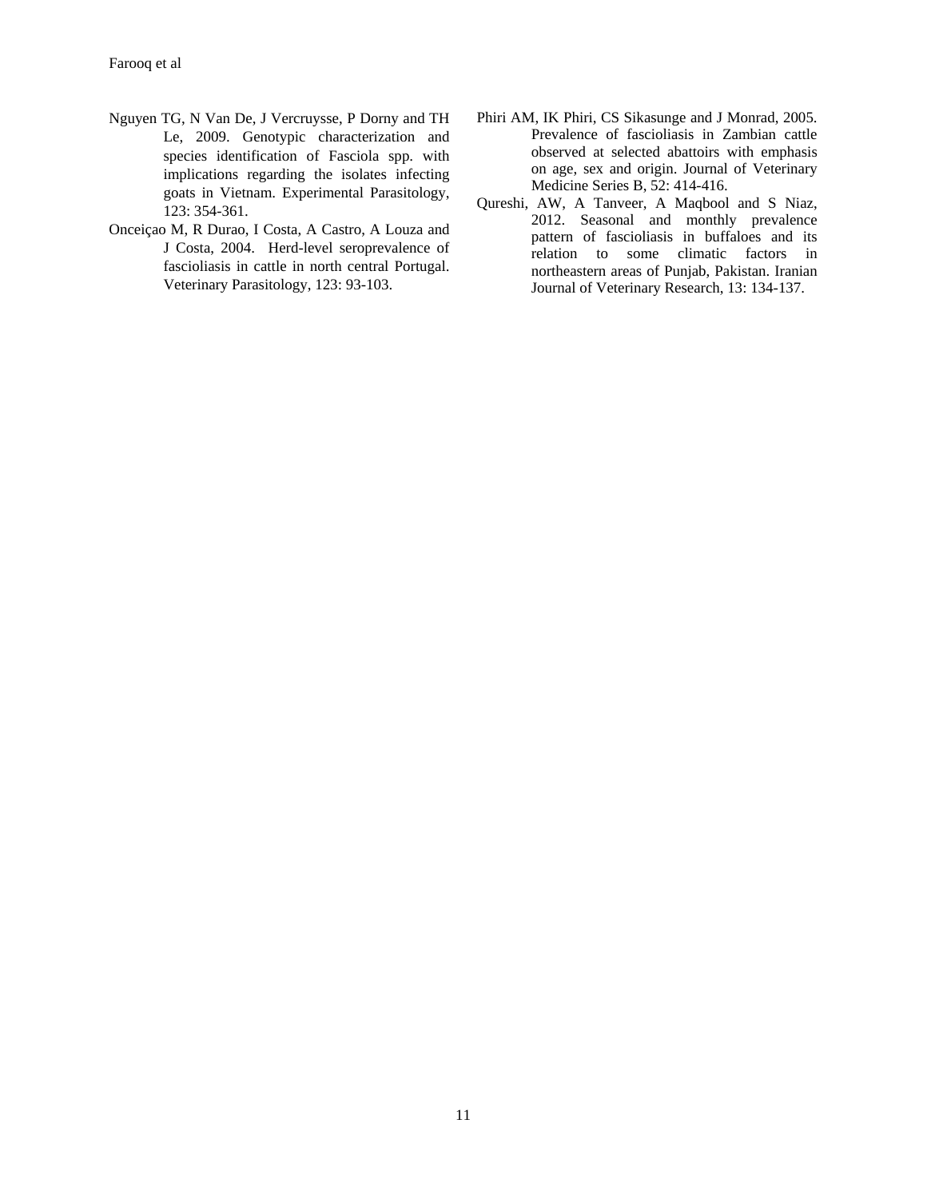Nguyen TG, N Van De, J Vercruysse, P Dorny and TH Le, 2009. Genotypic characterization and species identification of Fasciola spp. with implications regarding the isolates infecting goats in Vietnam. Experimental Parasitology, 123: 354-361.

Onceiçao M, R Durao, I Costa, A Castro, A Louza and J Costa, 2004. Herd-level seroprevalence of fascioliasis in cattle in north central Portugal. Veterinary Parasitology, 123: 93-103.

Phiri AM, IK Phiri, CS Sikasunge and J Monrad, 2005. Prevalence of fascioliasis in Zambian cattle observed at selected abattoirs with emphasis on age, sex and origin. Journal of Veterinary Medicine Series B, 52: 414-416.

Qureshi, AW, A Tanveer, A Maqbool and S Niaz, 2012. Seasonal and monthly prevalence pattern of fascioliasis in buffaloes and its relation to some climatic factors in northeastern areas of Punjab, Pakistan. Iranian Journal of Veterinary Research, 13: 134-137.